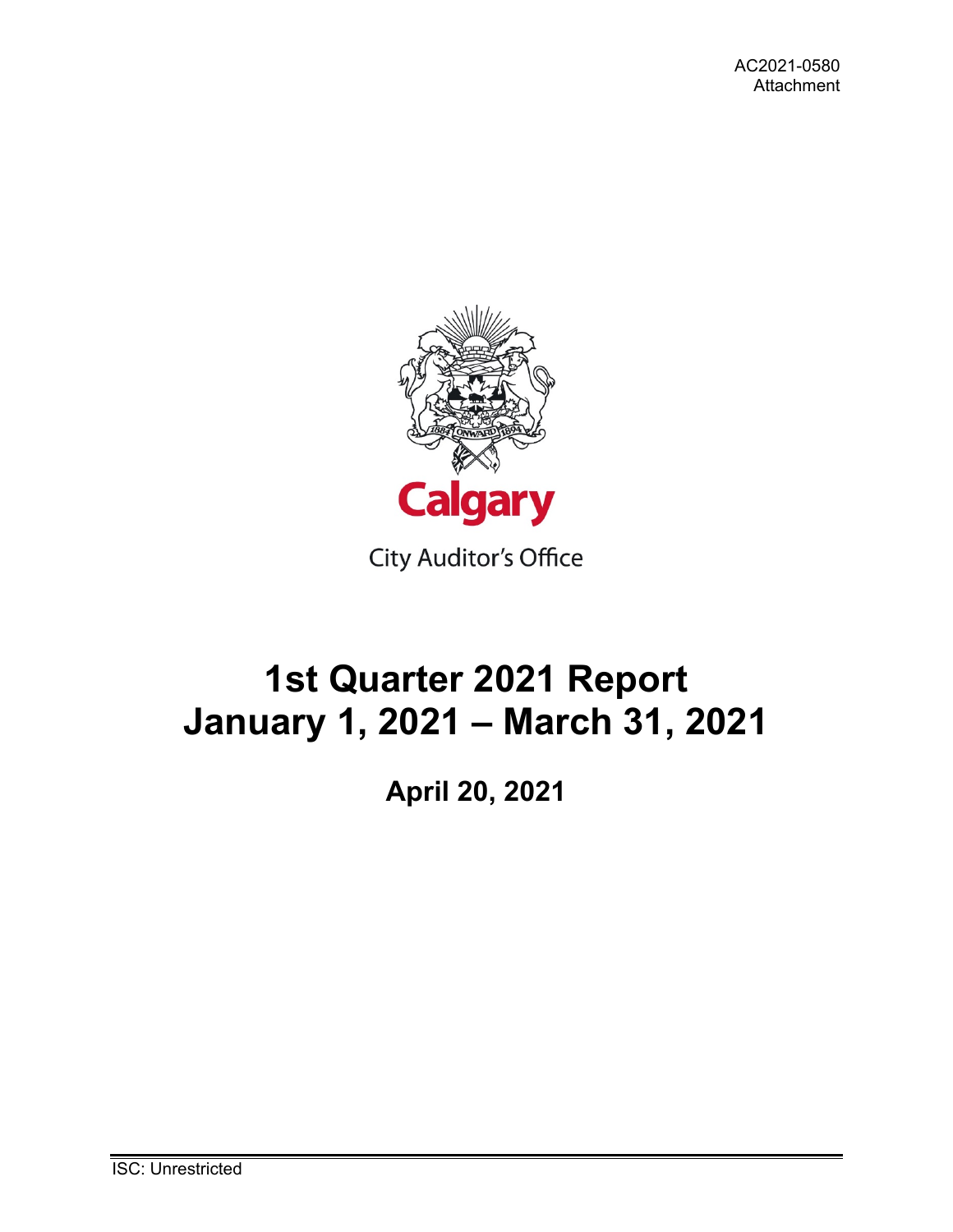AC2021-0580
Attachment

Calgary

City Auditor's Office

# 1st Quarter 2021 Report
# January 1, 2021 – March 31, 2021

## April 20, 2021

ISC: Unrestricted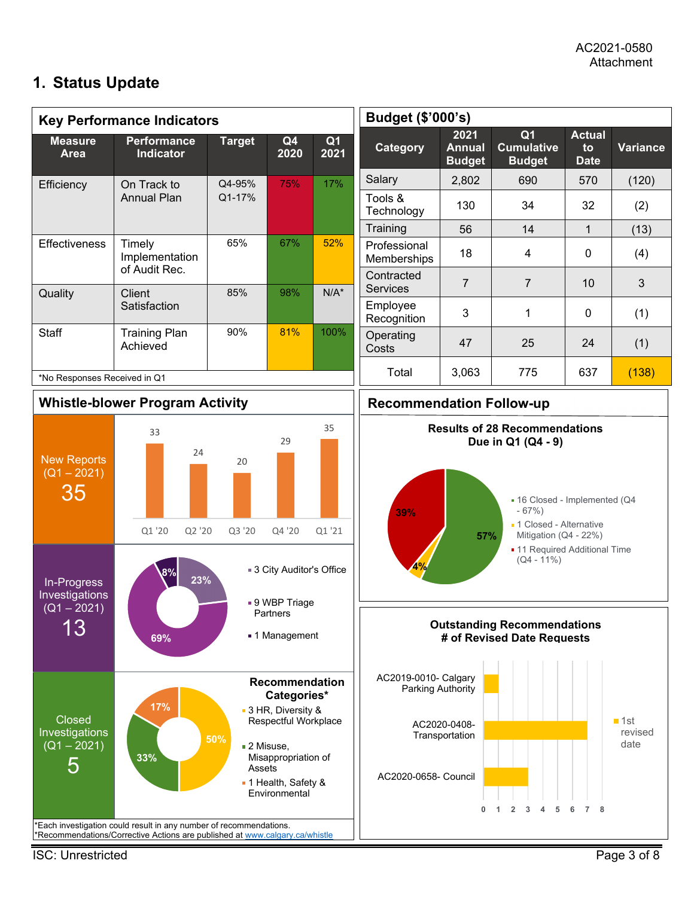AC2021-0580
Attachment

## 1. Status Update

### Key Performance Indicators

| Measure Area | Performance Indicator | Target | Q4 2020 | Q1 2021 |
|---|---|---|---|---|
| Efficiency | On Track to Annual Plan | Q4-95%<br>Q1-17% | 75% | 17% |
| Effectiveness | Timely Implementation of Audit Rec. | 65% | 67% | 52% |
| Quality | Client Satisfaction | 85% | 98% | N/A* |
| Staff | Training Plan Achieved | 90% | 81% | 100% |

*No Responses Received in Q1

### Budget ($'000's)

| Category | 2021 Annual Budget | Q1 Cumulative Budget | Actual to Date | Variance |
|---|---|---|---|---|
| Salary | 2,802 | 690 | 570 | (120) |
| Tools & Technology | 130 | 34 | 32 | (2) |
| Training | 56 | 14 | 1 | (13) |
| Professional Memberships | 18 | 4 | 0 | (4) |
| Contracted Services | 7 | 7 | 10 | 3 |
| Employee Recognition | 3 | 1 | 0 | (1) |
| Operating Costs | 47 | 25 | 24 | (1) |
| Total | 3,063 | 775 | 637 | (138) |

### Whistle-blower Program Activity

**New Reports (Q1 – 2021): 35**

| Q1 '20 | Q2 '20 | Q3 '20 | Q4 '20 | Q1 '21 |
|---|---|---|---|---|
| 33 | 24 | 20 | 29 | 35 |

**In-Progress Investigations (Q1 – 2021): 13**

- 3 City Auditor's Office (23%)
- 9 WBP Triage Partners (69%)
- 1 Management (8%)

**Closed Investigations (Q1 – 2021): 5**

Recommendation Categories*
- 3 HR, Diversity & Respectful Workplace (50%)
- 2 Misuse, Misappropriation of Assets (33%)
- 1 Health, Safety & Environmental (17%)

*Each investigation could result in any number of recommendations.
*Recommendations/Corrective Actions are published at www.calgary.ca/whistle

### Recommendation Follow-up

**Results of 28 Recommendations Due in Q1 (Q4 - 9)**

- 16 Closed - Implemented (Q4 - 67%) (57%)
- 1 Closed - Alternative Mitigation (Q4 - 22%) (4%)
- 11 Required Additional Time (Q4 - 11%) (39%)

**Outstanding Recommendations # of Revised Date Requests**

| Report | 1st revised date |
|---|---|
| AC2019-0010- Calgary Parking Authority | 1 |
| AC2020-0408- Transportation | 7 |
| AC2020-0658- Council | 3 |

ISC: Unrestricted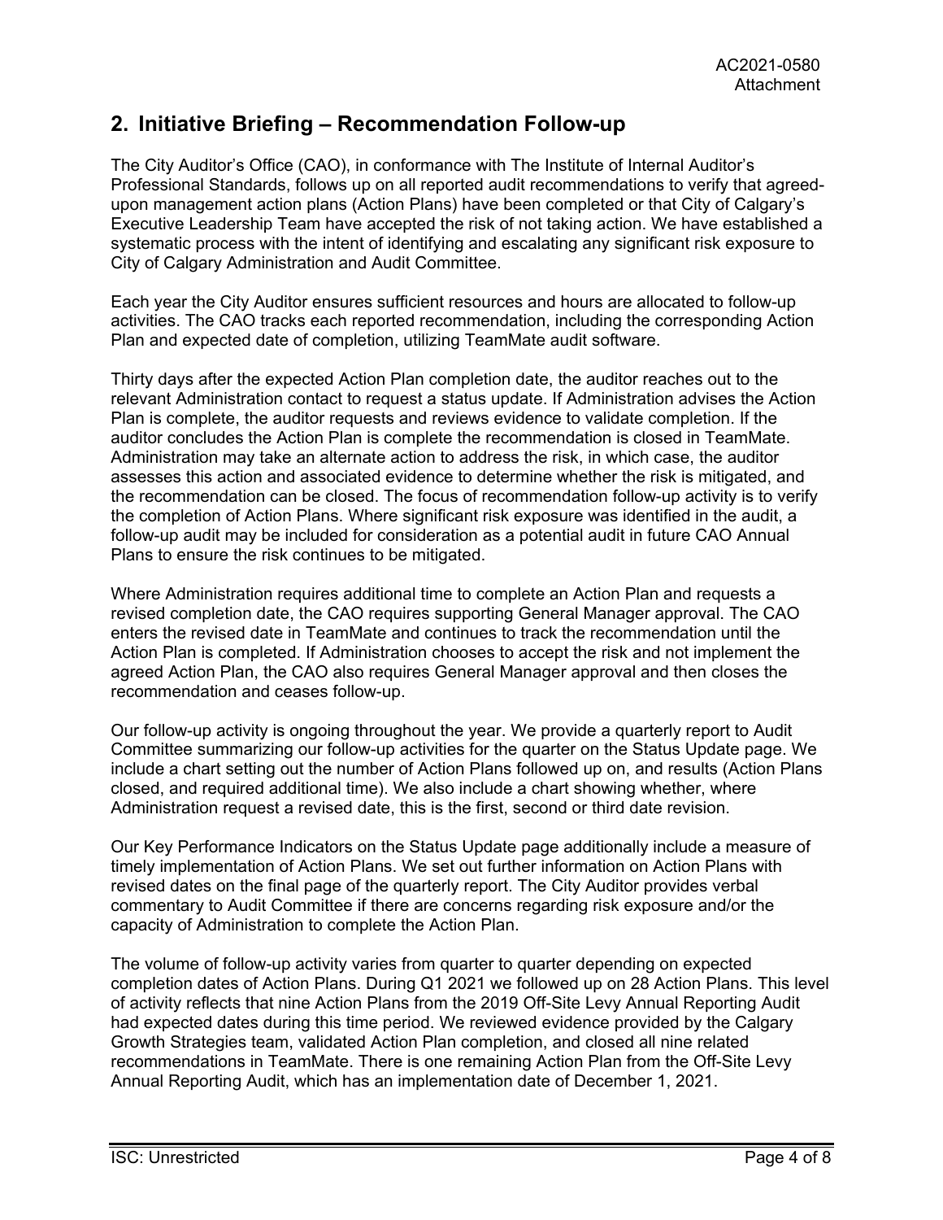## 2. Initiative Briefing – Recommendation Follow-up

The City Auditor's Office (CAO), in conformance with The Institute of Internal Auditor's Professional Standards, follows up on all reported audit recommendations to verify that agreed-upon management action plans (Action Plans) have been completed or that City of Calgary's Executive Leadership Team have accepted the risk of not taking action. We have established a systematic process with the intent of identifying and escalating any significant risk exposure to City of Calgary Administration and Audit Committee.

Each year the City Auditor ensures sufficient resources and hours are allocated to follow-up activities. The CAO tracks each reported recommendation, including the corresponding Action Plan and expected date of completion, utilizing TeamMate audit software.

Thirty days after the expected Action Plan completion date, the auditor reaches out to the relevant Administration contact to request a status update. If Administration advises the Action Plan is complete, the auditor requests and reviews evidence to validate completion. If the auditor concludes the Action Plan is complete the recommendation is closed in TeamMate. Administration may take an alternate action to address the risk, in which case, the auditor assesses this action and associated evidence to determine whether the risk is mitigated, and the recommendation can be closed. The focus of recommendation follow-up activity is to verify the completion of Action Plans. Where significant risk exposure was identified in the audit, a follow-up audit may be included for consideration as a potential audit in future CAO Annual Plans to ensure the risk continues to be mitigated.

Where Administration requires additional time to complete an Action Plan and requests a revised completion date, the CAO requires supporting General Manager approval. The CAO enters the revised date in TeamMate and continues to track the recommendation until the Action Plan is completed. If Administration chooses to accept the risk and not implement the agreed Action Plan, the CAO also requires General Manager approval and then closes the recommendation and ceases follow-up.

Our follow-up activity is ongoing throughout the year. We provide a quarterly report to Audit Committee summarizing our follow-up activities for the quarter on the Status Update page. We include a chart setting out the number of Action Plans followed up on, and results (Action Plans closed, and required additional time). We also include a chart showing whether, where Administration request a revised date, this is the first, second or third date revision.

Our Key Performance Indicators on the Status Update page additionally include a measure of timely implementation of Action Plans. We set out further information on Action Plans with revised dates on the final page of the quarterly report. The City Auditor provides verbal commentary to Audit Committee if there are concerns regarding risk exposure and/or the capacity of Administration to complete the Action Plan.

The volume of follow-up activity varies from quarter to quarter depending on expected completion dates of Action Plans. During Q1 2021 we followed up on 28 Action Plans. This level of activity reflects that nine Action Plans from the 2019 Off-Site Levy Annual Reporting Audit had expected dates during this time period. We reviewed evidence provided by the Calgary Growth Strategies team, validated Action Plan completion, and closed all nine related recommendations in TeamMate. There is one remaining Action Plan from the Off-Site Levy Annual Reporting Audit, which has an implementation date of December 1, 2021.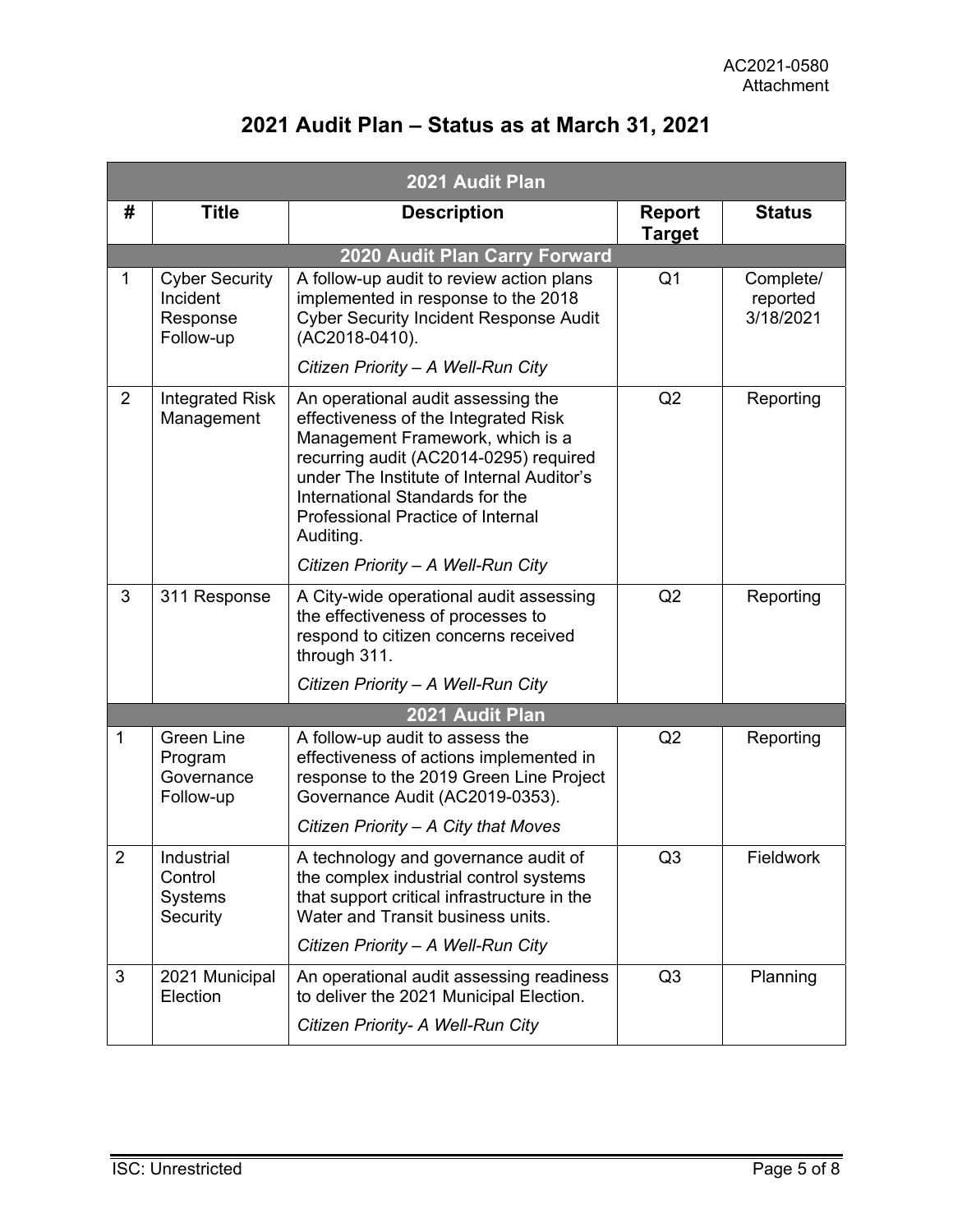AC2021-0580
Attachment

# 2021 Audit Plan – Status as at March 31, 2021

| 2021 Audit Plan | | | | |
|---|---|---|---|---|
| **#** | **Title** | **Description** | **Report Target** | **Status** |
| **2020 Audit Plan Carry Forward** | | | | |
| 1 | Cyber Security Incident Response Follow-up | A follow-up audit to review action plans implemented in response to the 2018 Cyber Security Incident Response Audit (AC2018-0410).<br>*Citizen Priority – A Well-Run City* | Q1 | Complete/ reported 3/18/2021 |
| 2 | Integrated Risk Management | An operational audit assessing the effectiveness of the Integrated Risk Management Framework, which is a recurring audit (AC2014-0295) required under The Institute of Internal Auditor's International Standards for the Professional Practice of Internal Auditing.<br>*Citizen Priority – A Well-Run City* | Q2 | Reporting |
| 3 | 311 Response | A City-wide operational audit assessing the effectiveness of processes to respond to citizen concerns received through 311.<br>*Citizen Priority – A Well-Run City* | Q2 | Reporting |
| **2021 Audit Plan** | | | | |
| 1 | Green Line Program Governance Follow-up | A follow-up audit to assess the effectiveness of actions implemented in response to the 2019 Green Line Project Governance Audit (AC2019-0353).<br>*Citizen Priority – A City that Moves* | Q2 | Reporting |
| 2 | Industrial Control Systems Security | A technology and governance audit of the complex industrial control systems that support critical infrastructure in the Water and Transit business units.<br>*Citizen Priority – A Well-Run City* | Q3 | Fieldwork |
| 3 | 2021 Municipal Election | An operational audit assessing readiness to deliver the 2021 Municipal Election.<br>*Citizen Priority- A Well-Run City* | Q3 | Planning |

ISC: Unrestricted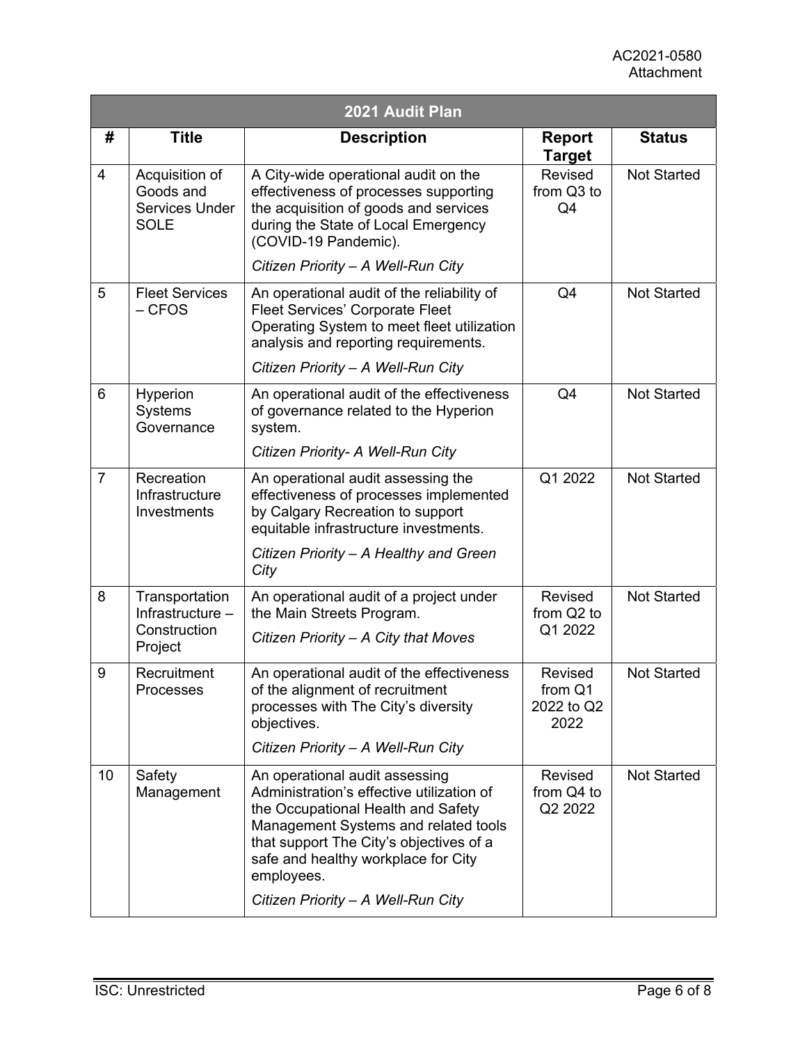AC2021-0580
Attachment

| 2021 Audit Plan | | | | |
|---|---|---|---|---|
| **#** | **Title** | **Description** | **Report Target** | **Status** |
| 4 | Acquisition of Goods and Services Under SOLE | A City-wide operational audit on the effectiveness of processes supporting the acquisition of goods and services during the State of Local Emergency (COVID-19 Pandemic).<br>*Citizen Priority – A Well-Run City* | Revised from Q3 to Q4 | Not Started |
| 5 | Fleet Services – CFOS | An operational audit of the reliability of Fleet Services' Corporate Fleet Operating System to meet fleet utilization analysis and reporting requirements.<br>*Citizen Priority – A Well-Run City* | Q4 | Not Started |
| 6 | Hyperion Systems Governance | An operational audit of the effectiveness of governance related to the Hyperion system.<br>*Citizen Priority- A Well-Run City* | Q4 | Not Started |
| 7 | Recreation Infrastructure Investments | An operational audit assessing the effectiveness of processes implemented by Calgary Recreation to support equitable infrastructure investments.<br>*Citizen Priority – A Healthy and Green City* | Q1 2022 | Not Started |
| 8 | Transportation Infrastructure – Construction Project | An operational audit of a project under the Main Streets Program.<br>*Citizen Priority – A City that Moves* | Revised from Q2 to Q1 2022 | Not Started |
| 9 | Recruitment Processes | An operational audit of the effectiveness of the alignment of recruitment processes with The City's diversity objectives.<br>*Citizen Priority – A Well-Run City* | Revised from Q1 2022 to Q2 2022 | Not Started |
| 10 | Safety Management | An operational audit assessing Administration's effective utilization of the Occupational Health and Safety Management Systems and related tools that support The City's objectives of a safe and healthy workplace for City employees.<br>*Citizen Priority – A Well-Run City* | Revised from Q4 to Q2 2022 | Not Started |

ISC: Unrestricted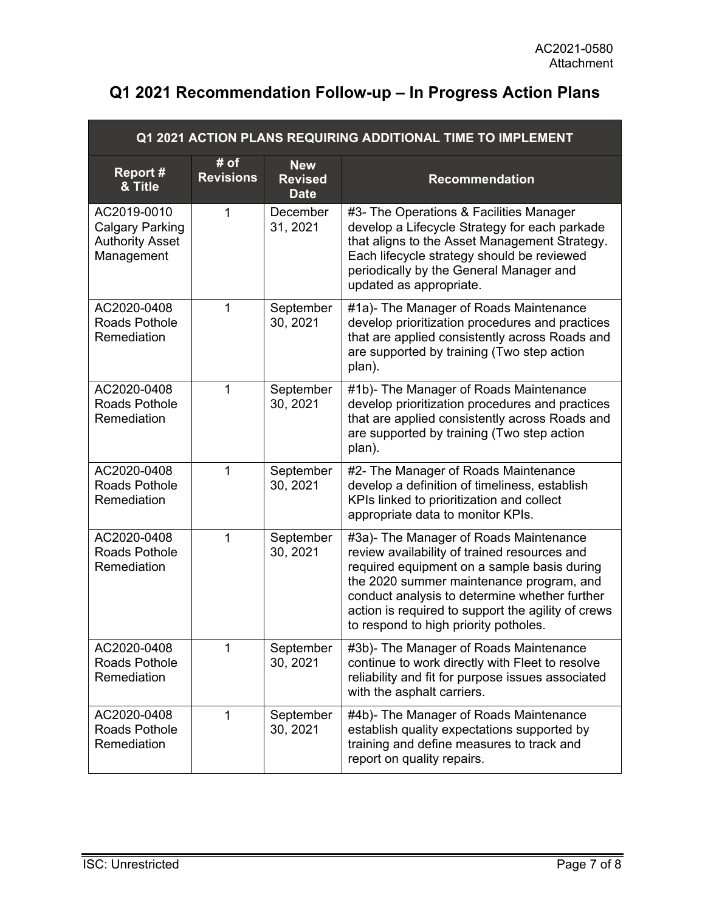AC2021-0580
Attachment

# Q1 2021 Recommendation Follow-up – In Progress Action Plans

| Q1 2021 ACTION PLANS REQUIRING ADDITIONAL TIME TO IMPLEMENT | | | |
|---|---|---|---|
| **Report # & Title** | **# of Revisions** | **New Revised Date** | **Recommendation** |
| AC2019-0010 Calgary Parking Authority Asset Management | 1 | December 31, 2021 | #3- The Operations & Facilities Manager develop a Lifecycle Strategy for each parkade that aligns to the Asset Management Strategy. Each lifecycle strategy should be reviewed periodically by the General Manager and updated as appropriate. |
| AC2020-0408 Roads Pothole Remediation | 1 | September 30, 2021 | #1a)- The Manager of Roads Maintenance develop prioritization procedures and practices that are applied consistently across Roads and are supported by training (Two step action plan). |
| AC2020-0408 Roads Pothole Remediation | 1 | September 30, 2021 | #1b)- The Manager of Roads Maintenance develop prioritization procedures and practices that are applied consistently across Roads and are supported by training (Two step action plan). |
| AC2020-0408 Roads Pothole Remediation | 1 | September 30, 2021 | #2- The Manager of Roads Maintenance develop a definition of timeliness, establish KPIs linked to prioritization and collect appropriate data to monitor KPIs. |
| AC2020-0408 Roads Pothole Remediation | 1 | September 30, 2021 | #3a)- The Manager of Roads Maintenance review availability of trained resources and required equipment on a sample basis during the 2020 summer maintenance program, and conduct analysis to determine whether further action is required to support the agility of crews to respond to high priority potholes. |
| AC2020-0408 Roads Pothole Remediation | 1 | September 30, 2021 | #3b)- The Manager of Roads Maintenance continue to work directly with Fleet to resolve reliability and fit for purpose issues associated with the asphalt carriers. |
| AC2020-0408 Roads Pothole Remediation | 1 | September 30, 2021 | #4b)- The Manager of Roads Maintenance establish quality expectations supported by training and define measures to track and report on quality repairs. |

ISC: Unrestricted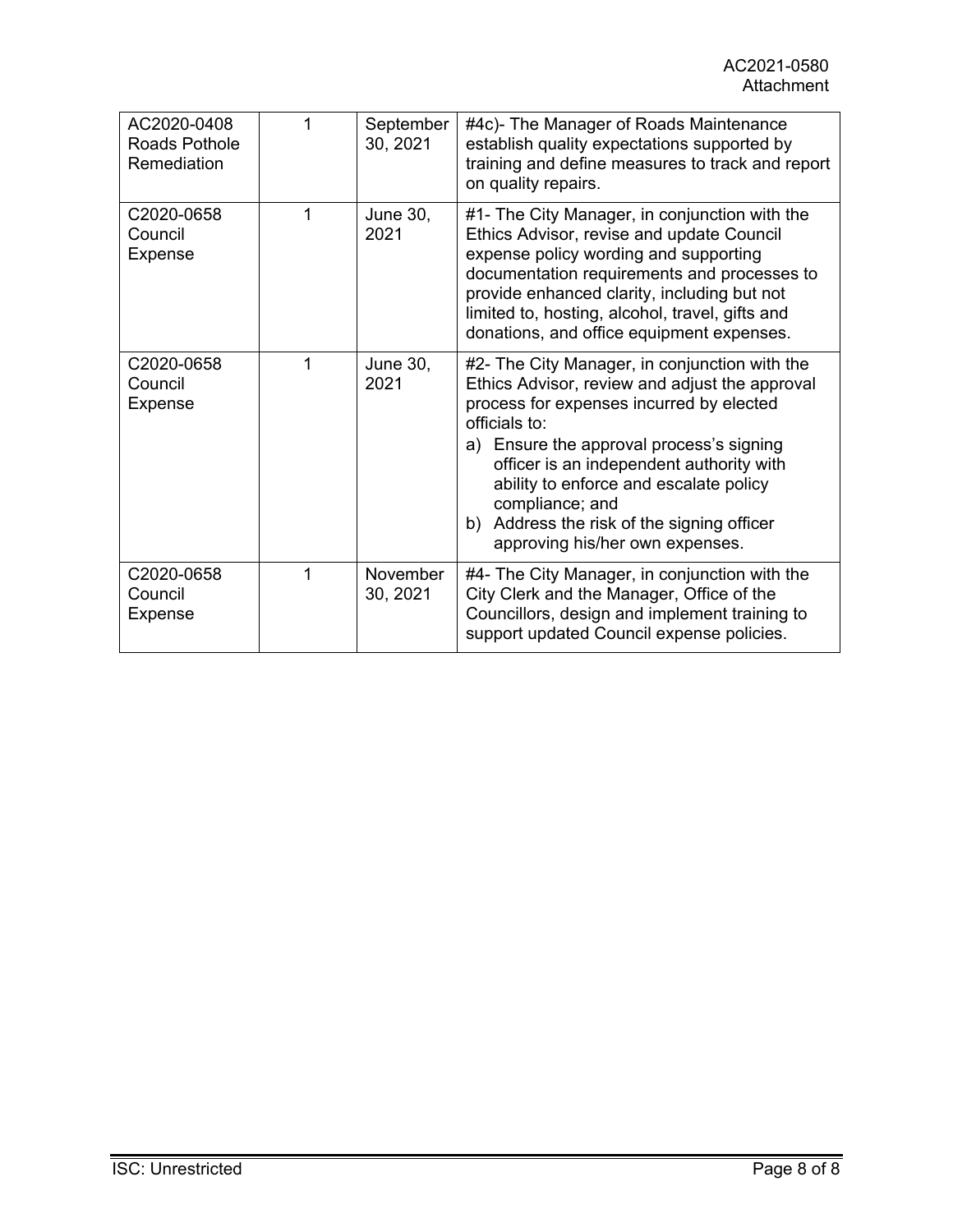| | | | |
|---|---|---|---|
| AC2020-0408 Roads Pothole Remediation | 1 | September 30, 2021 | #4c)- The Manager of Roads Maintenance establish quality expectations supported by training and define measures to track and report on quality repairs. |
| C2020-0658 Council Expense | 1 | June 30, 2021 | #1- The City Manager, in conjunction with the Ethics Advisor, revise and update Council expense policy wording and supporting documentation requirements and processes to provide enhanced clarity, including but not limited to, hosting, alcohol, travel, gifts and donations, and office equipment expenses. |
| C2020-0658 Council Expense | 1 | June 30, 2021 | #2- The City Manager, in conjunction with the Ethics Advisor, review and adjust the approval process for expenses incurred by elected officials to:<br>a) Ensure the approval process's signing officer is an independent authority with ability to enforce and escalate policy compliance; and<br>b) Address the risk of the signing officer approving his/her own expenses. |
| C2020-0658 Council Expense | 1 | November 30, 2021 | #4- The City Manager, in conjunction with the City Clerk and the Manager, Office of the Councillors, design and implement training to support updated Council expense policies. |